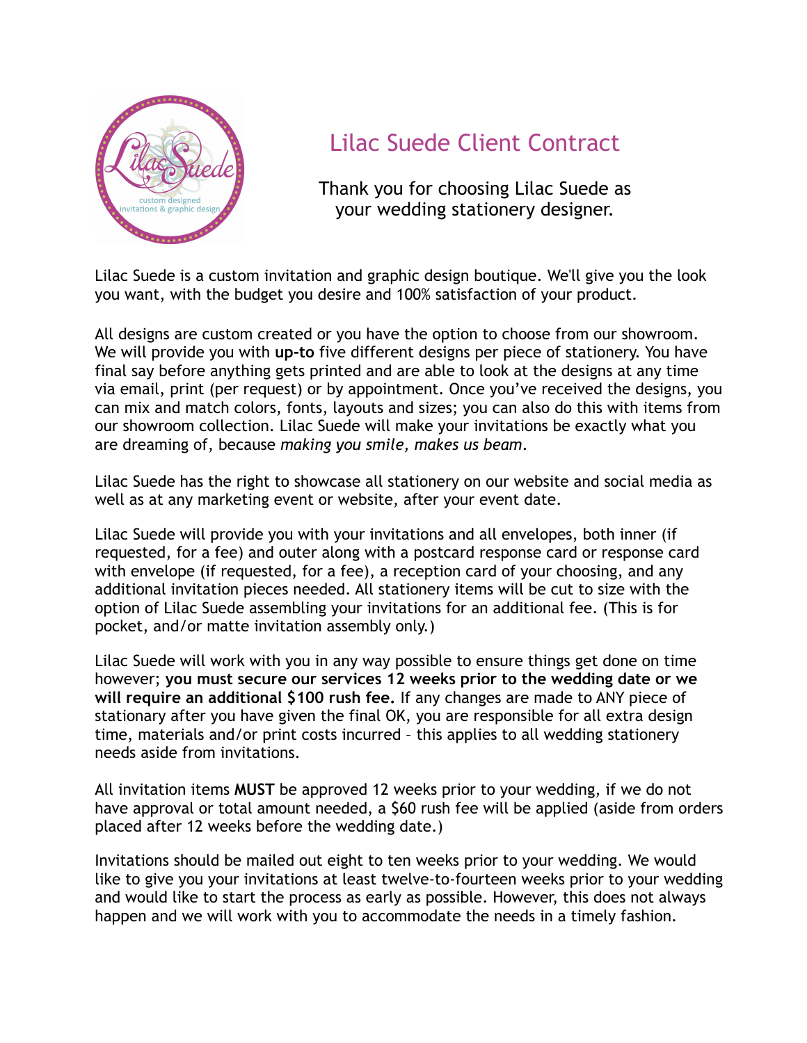# Lilac Suede Client Contract

Thank you for choosing Lilac Suede as your wedding stationery designer.

Lilac Suede is a custom invitation and graphic design boutique. We'll give you the look you want, with the budget you desire and 100% satisfaction of your product.

All designs are custom created or you have the option to choose from our showroom. We will provide you with **up-to** five different designs per piece of stationery. You have final say before anything gets printed and are able to look at the designs at any time via email, print (per request) or by appointment. Once you've received the designs, you can mix and match colors, fonts, layouts and sizes; you can also do this with items from our showroom collection. Lilac Suede will make your invitations be exactly what you are dreaming of, because *making you smile, makes us beam*.

Lilac Suede has the right to showcase all stationery on our website and social media as well as at any marketing event or website, after your event date.

Lilac Suede will provide you with your invitations and all envelopes, both inner (if requested, for a fee) and outer along with a postcard response card or response card with envelope (if requested, for a fee), a reception card of your choosing, and any additional invitation pieces needed. All stationery items will be cut to size with the option of Lilac Suede assembling your invitations for an additional fee. (This is for pocket, and/or matte invitation assembly only.)

Lilac Suede will work with you in any way possible to ensure things get done on time however; **you must secure our services 12 weeks prior to the wedding date or we will require an additional $100 rush fee.** If any changes are made to ANY piece of stationary after you have given the final OK, you are responsible for all extra design time, materials and/or print costs incurred – this applies to all wedding stationery needs aside from invitations.

All invitation items **MUST** be approved 12 weeks prior to your wedding, if we do not have approval or total amount needed, a $60 rush fee will be applied (aside from orders placed after 12 weeks before the wedding date.)

Invitations should be mailed out eight to ten weeks prior to your wedding. We would like to give you your invitations at least twelve-to-fourteen weeks prior to your wedding and would like to start the process as early as possible. However, this does not always happen and we will work with you to accommodate the needs in a timely fashion.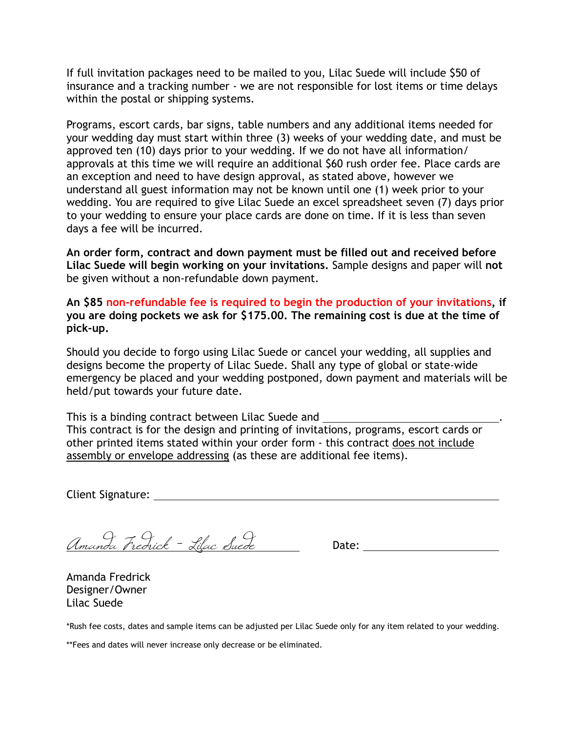If full invitation packages need to be mailed to you, Lilac Suede will include $50 of insurance and a tracking number - we are not responsible for lost items or time delays within the postal or shipping systems.

Programs, escort cards, bar signs, table numbers and any additional items needed for your wedding day must start within three (3) weeks of your wedding date, and must be approved ten (10) days prior to your wedding. If we do not have all information/ approvals at this time we will require an additional $60 rush order fee. Place cards are an exception and need to have design approval, as stated above, however we understand all guest information may not be known until one (1) week prior to your wedding. You are required to give Lilac Suede an excel spreadsheet seven (7) days prior to your wedding to ensure your place cards are done on time. If it is less than seven days a fee will be incurred.

**An order form, contract and down payment must be filled out and received before Lilac Suede will begin working on your invitations.** Sample designs and paper will **not** be given without a non-refundable down payment.

**An $85 non-refundable fee is required to begin the production of your invitations, if you are doing pockets we ask for $175.00. The remaining cost is due at the time of pick-up.**

Should you decide to forgo using Lilac Suede or cancel your wedding, all supplies and designs become the property of Lilac Suede. Shall any type of global or state-wide emergency be placed and your wedding postponed, down payment and materials will be held/put towards your future date.

This is a binding contract between Lilac Suede and ______________________________.
This contract is for the design and printing of invitations, programs, escort cards or other printed items stated within your order form - this contract does not include assembly or envelope addressing (as these are additional fee items).

Client Signature: ____________________________________________

Amanda Fredrick - Lilac Suede          Date: ____________________

Amanda Fredrick
Designer/Owner
Lilac Suede

*Rush fee costs, dates and sample items can be adjusted per Lilac Suede only for any item related to your wedding.

**Fees and dates will never increase only decrease or be eliminated.